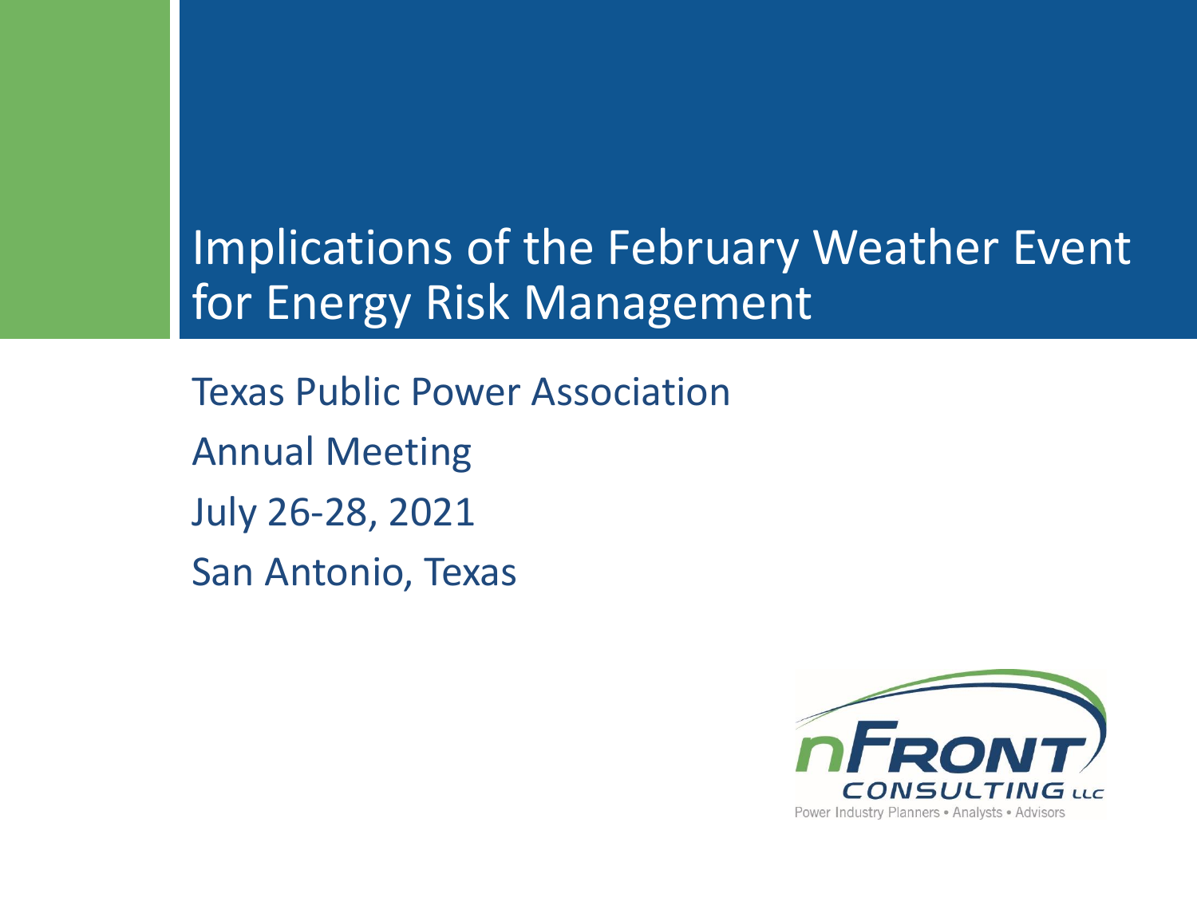# Implications of the February Weather Event for Energy Risk Management

Texas Public Power Association

Annual Meeting

July 26-28, 2021

San Antonio, Texas

nFRONT CONSULTING LLC

Power Industry Planners • Analysts • Advisors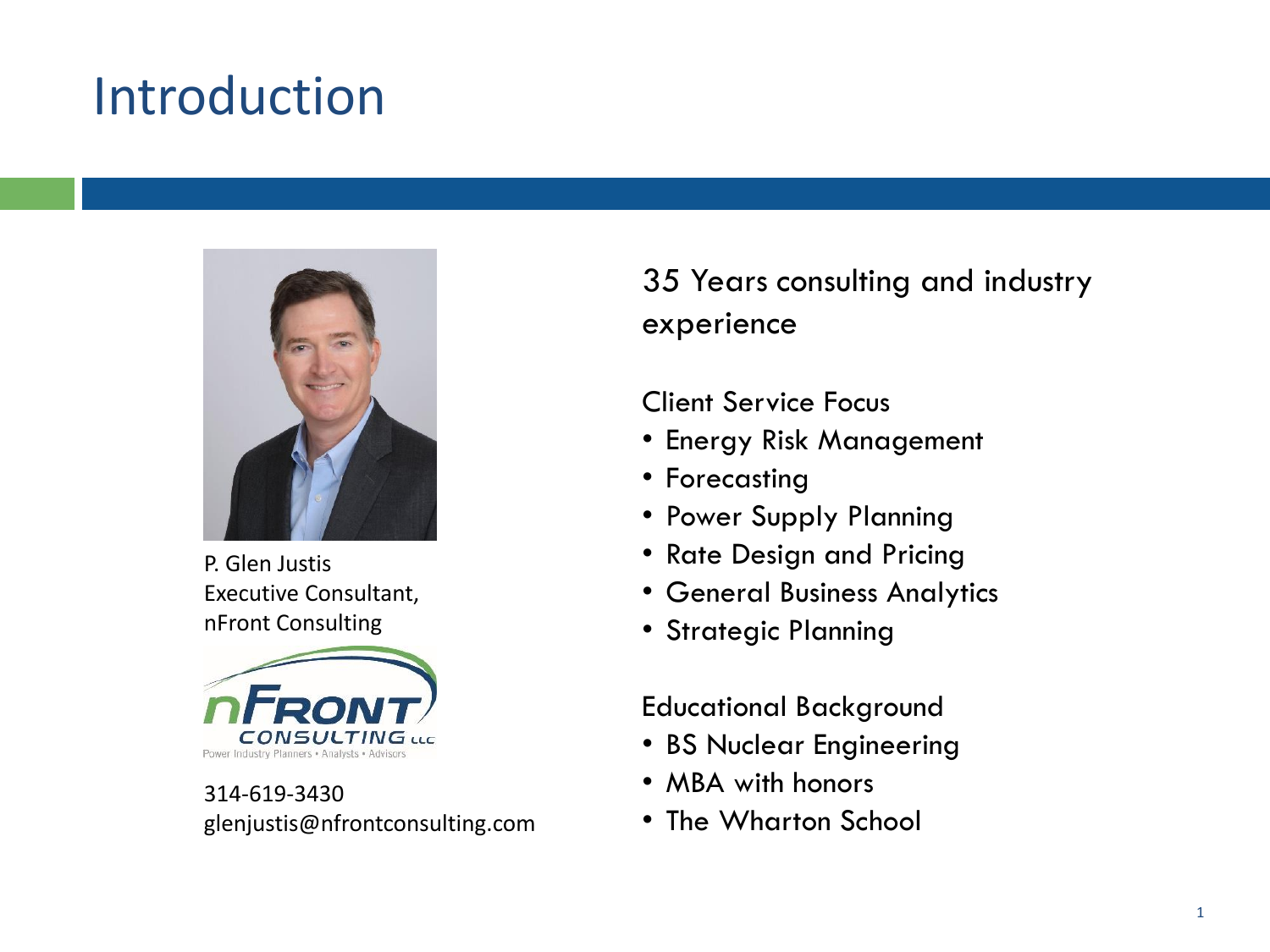# Introduction

P. Glen Justis
Executive Consultant,
nFront Consulting

nFront Consulting LLC
Power Industry Planners • Analysts • Advisors

314-619-3430
glenjustis@nfrontconsulting.com

35 Years consulting and industry experience

Client Service Focus

- Energy Risk Management
- Forecasting
- Power Supply Planning
- Rate Design and Pricing
- General Business Analytics
- Strategic Planning

Educational Background

- BS Nuclear Engineering
- MBA with honors
- The Wharton School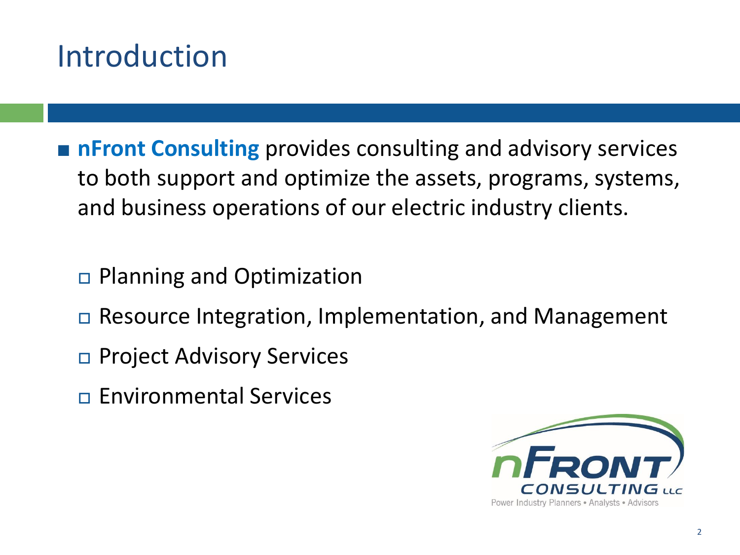# Introduction

- **nFront Consulting** provides consulting and advisory services to both support and optimize the assets, programs, systems, and business operations of our electric industry clients.
  - Planning and Optimization
  - Resource Integration, Implementation, and Management
  - Project Advisory Services
  - Environmental Services

nFRONT CONSULTING LLC
Power Industry Planners • Analysts • Advisors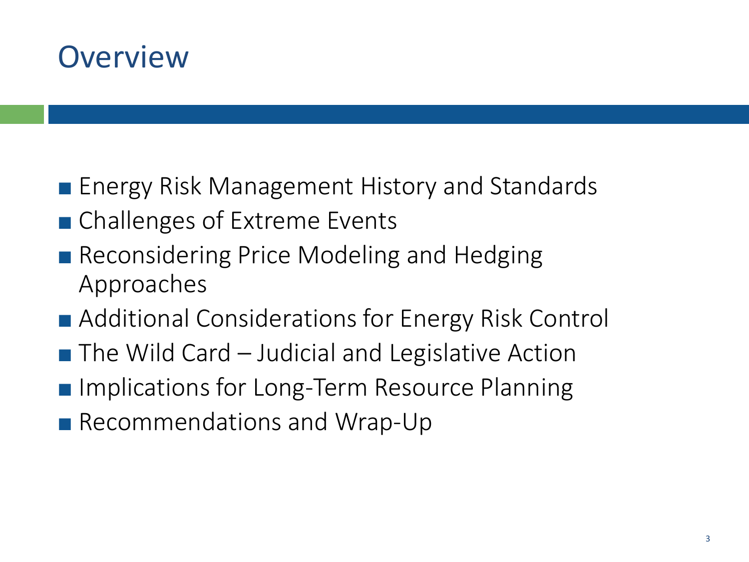# Overview

- Energy Risk Management History and Standards
- Challenges of Extreme Events
- Reconsidering Price Modeling and Hedging Approaches
- Additional Considerations for Energy Risk Control
- The Wild Card – Judicial and Legislative Action
- Implications for Long-Term Resource Planning
- Recommendations and Wrap-Up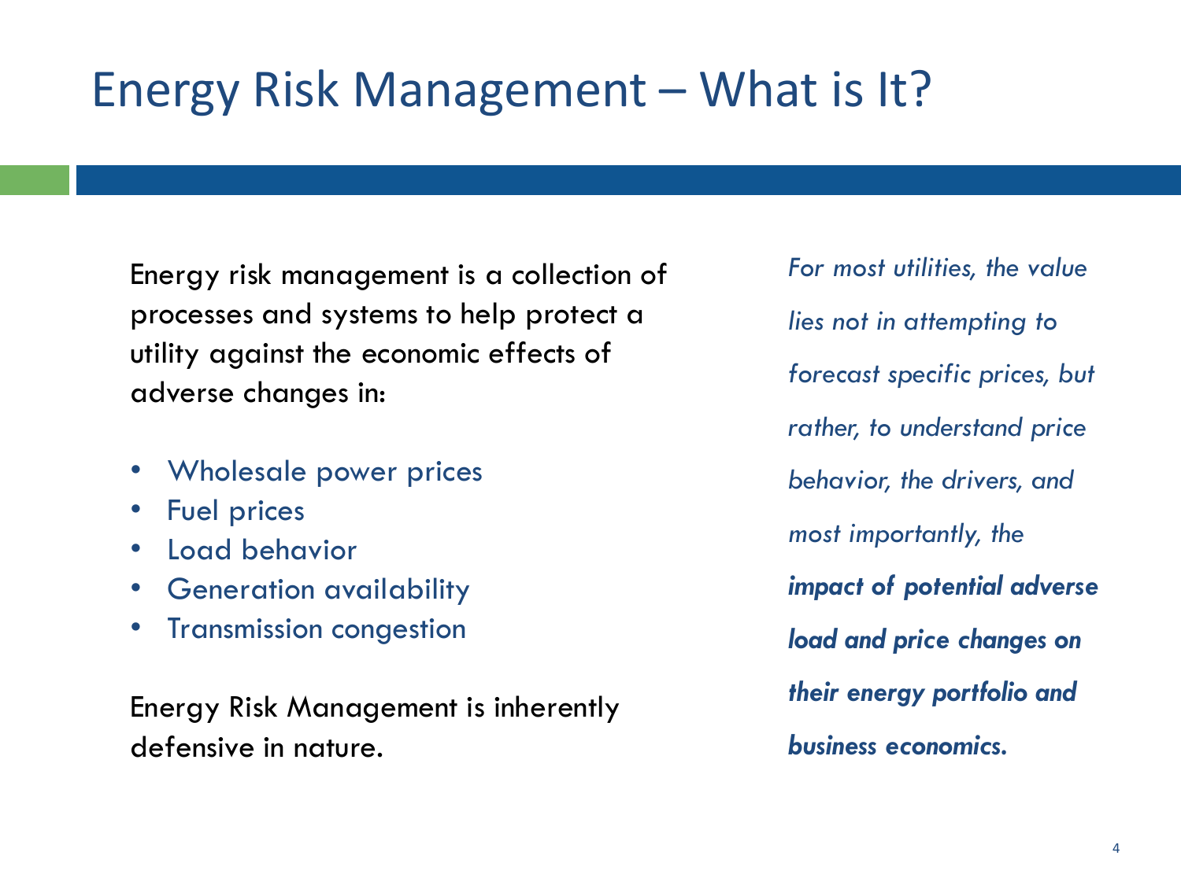# Energy Risk Management – What is It?

Energy risk management is a collection of processes and systems to help protect a utility against the economic effects of adverse changes in:

- Wholesale power prices
- Fuel prices
- Load behavior
- Generation availability
- Transmission congestion

Energy Risk Management is inherently defensive in nature.

*For most utilities, the value lies not in attempting to forecast specific prices, but rather, to understand price behavior, the drivers, and most importantly, the* ***impact of potential adverse load and price changes on their energy portfolio and business economics.***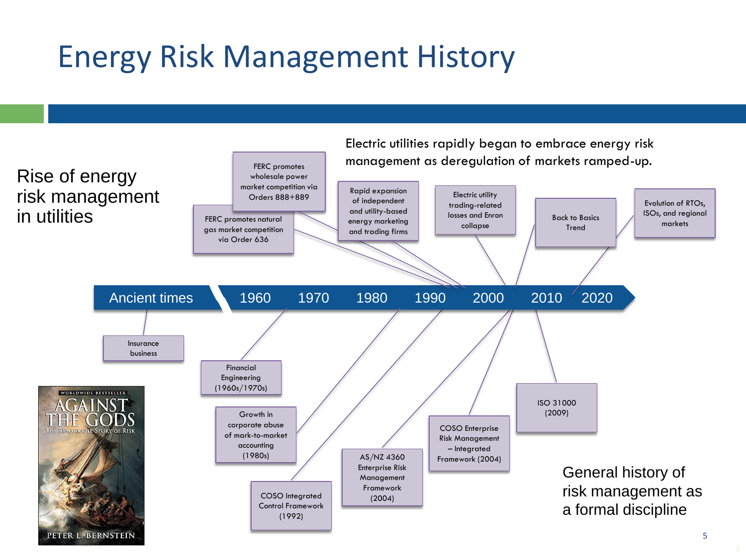# Energy Risk Management History

## Rise of energy risk management in utilities

Electric utilities rapidly began to embrace energy risk management as deregulation of markets ramped-up.

- FERC promotes natural gas market competition via Order 636
- FERC promotes wholesale power market competition via Orders 888+889
- Rapid expansion of independent and utility-based energy marketing and trading firms
- Electric utility trading-related losses and Enron collapse
- Back to Basics Trend
- Evolution of RTOs, ISOs, and regional markets

Ancient times | 1960 | 1970 | 1980 | 1990 | 2000 | 2010 | 2020

## General history of risk management as a formal discipline

- Insurance business
- Financial Engineering (1960s/1970s)
- Growth in corporate abuse of mark-to-market accounting (1980s)
- COSO Integrated Control Framework (1992)
- AS/NZ 4360 Enterprise Risk Management Framework (2004)
- COSO Enterprise Risk Management – Integrated Framework (2004)
- ISO 31000 (2009)

WORLDWIDE BESTSELLER
AGAINST THE GODS
THE REMARKABLE STORY OF RISK
PETER L. BERNSTEIN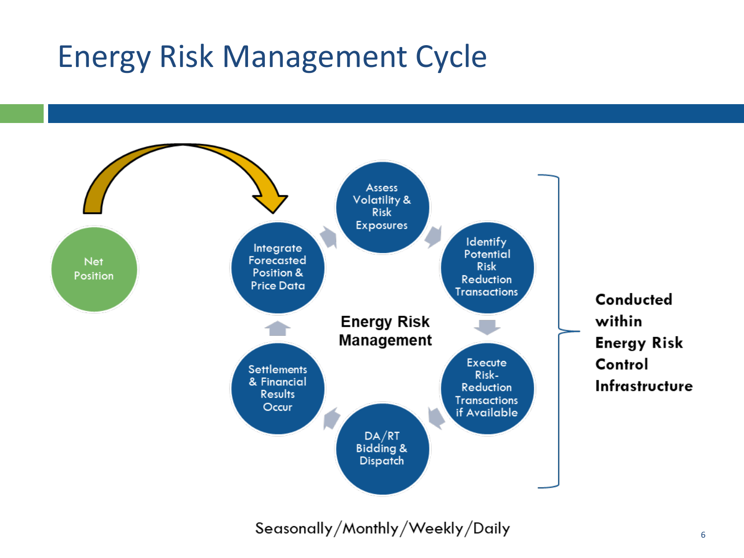# Energy Risk Management Cycle

Net Position

Integrate Forecasted Position & Price Data

Assess Volatility & Risk Exposures

Identify Potential Risk Reduction Transactions

Execute Risk-Reduction Transactions if Available

DA/RT Bidding & Dispatch

Settlements & Financial Results Occur

**Energy Risk Management**

**Conducted within Energy Risk Control Infrastructure**

Seasonally/Monthly/Weekly/Daily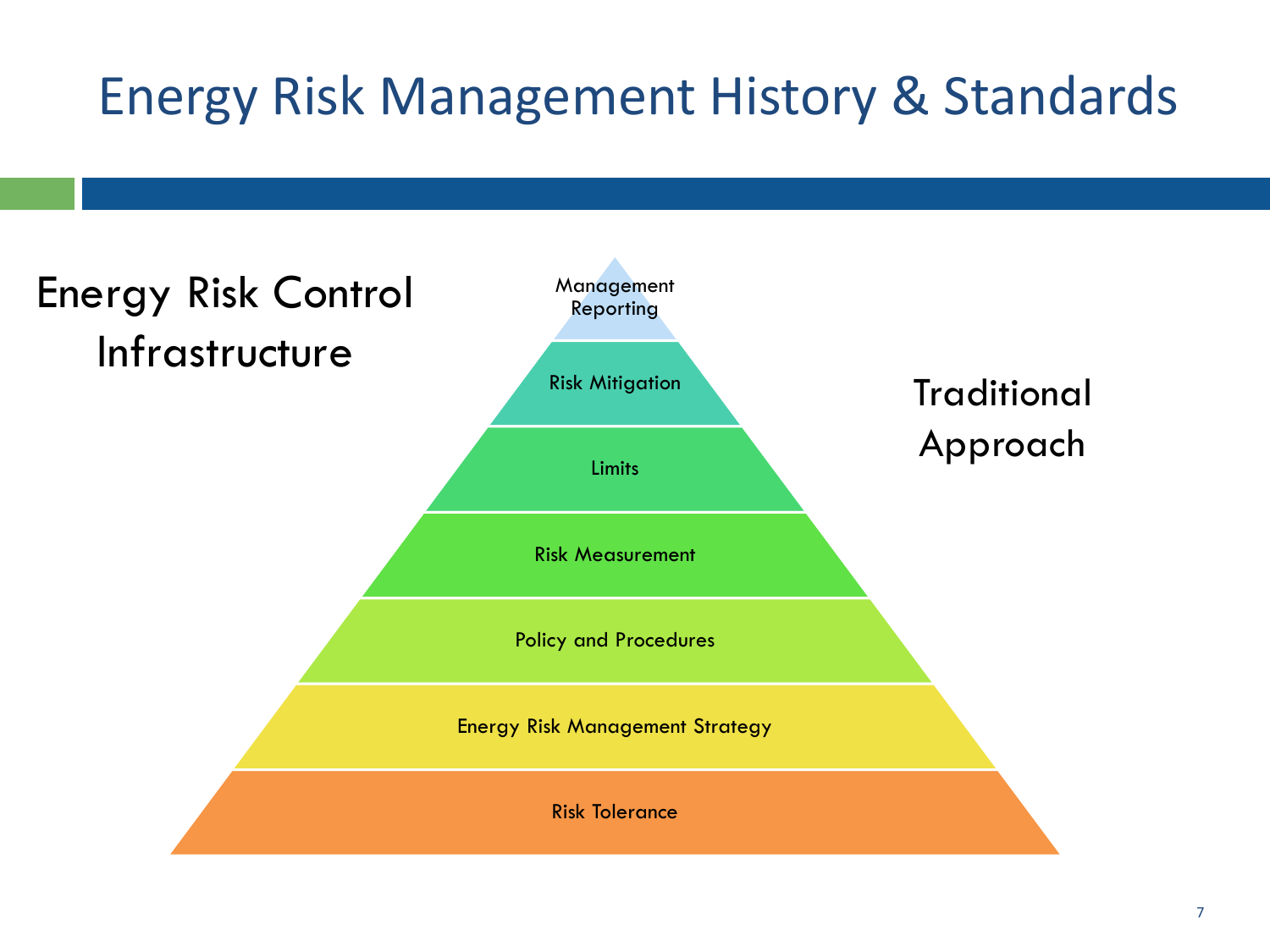# Energy Risk Management History & Standards

## Energy Risk Control Infrastructure

Traditional Approach

- Management Reporting
- Risk Mitigation
- Limits
- Risk Measurement
- Policy and Procedures
- Energy Risk Management Strategy
- Risk Tolerance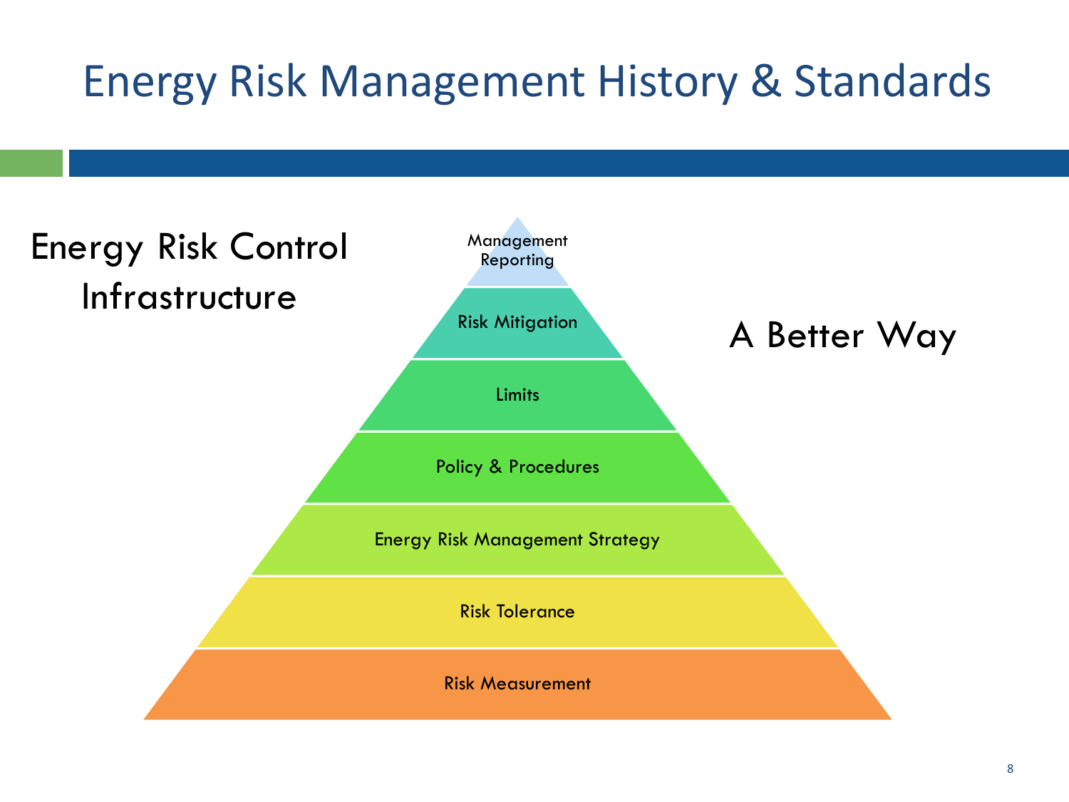# Energy Risk Management History & Standards

Energy Risk Control Infrastructure

A Better Way

- Management Reporting
- Risk Mitigation
- Limits
- Policy & Procedures
- Energy Risk Management Strategy
- Risk Tolerance
- Risk Measurement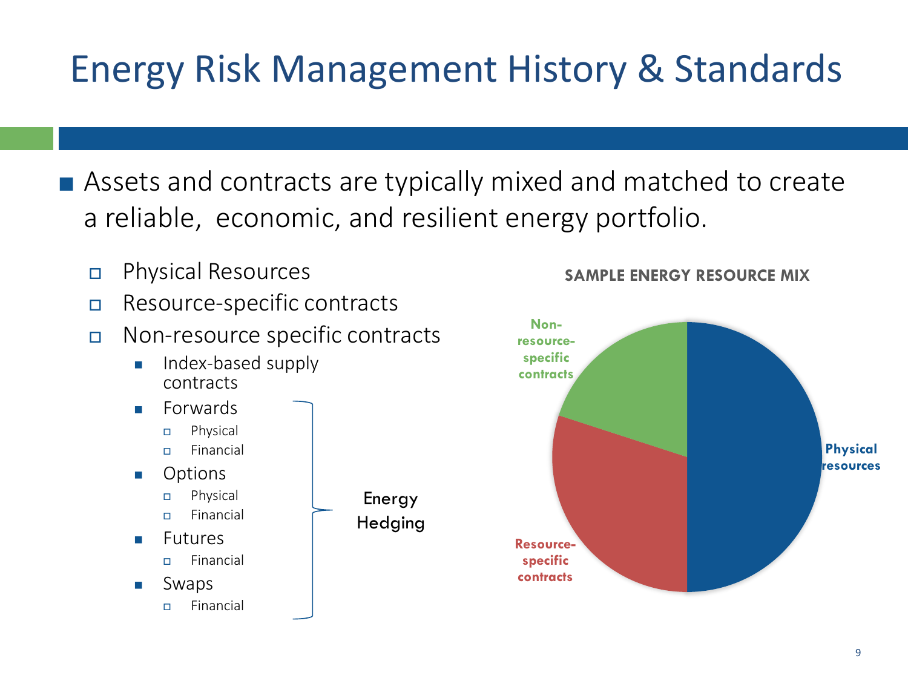# Energy Risk Management History & Standards

- Assets and contracts are typically mixed and matched to create a reliable, economic, and resilient energy portfolio.
  - Physical Resources
  - Resource-specific contracts
  - Non-resource specific contracts
    - Index-based supply contracts
    - Forwards
      - Physical
      - Financial
    - Options
      - Physical
      - Financial
    - Futures
      - Financial
    - Swaps
      - Financial

Energy Hedging (Forwards, Options, Futures, Swaps)

**SAMPLE ENERGY RESOURCE MIX**

Physical resources

Resource-specific contracts

Non-resource-specific contracts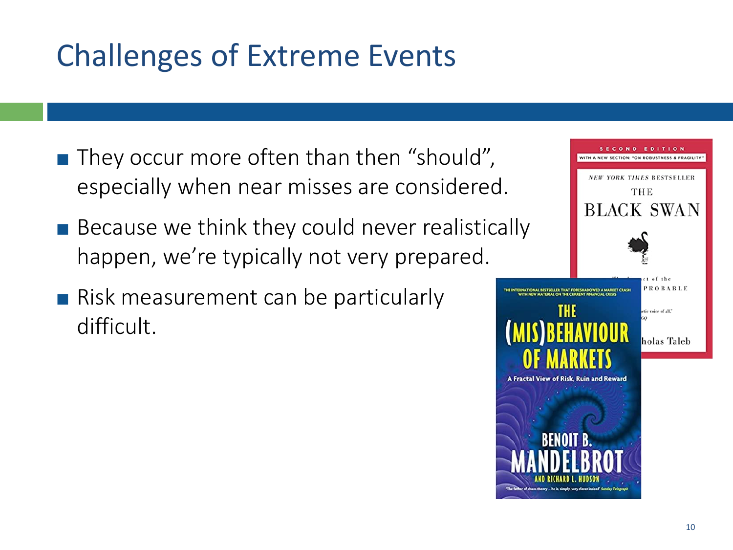# Challenges of Extreme Events

- They occur more often than then "should", especially when near misses are considered.
- Because we think they could never realistically happen, we're typically not very prepared.
- Risk measurement can be particularly difficult.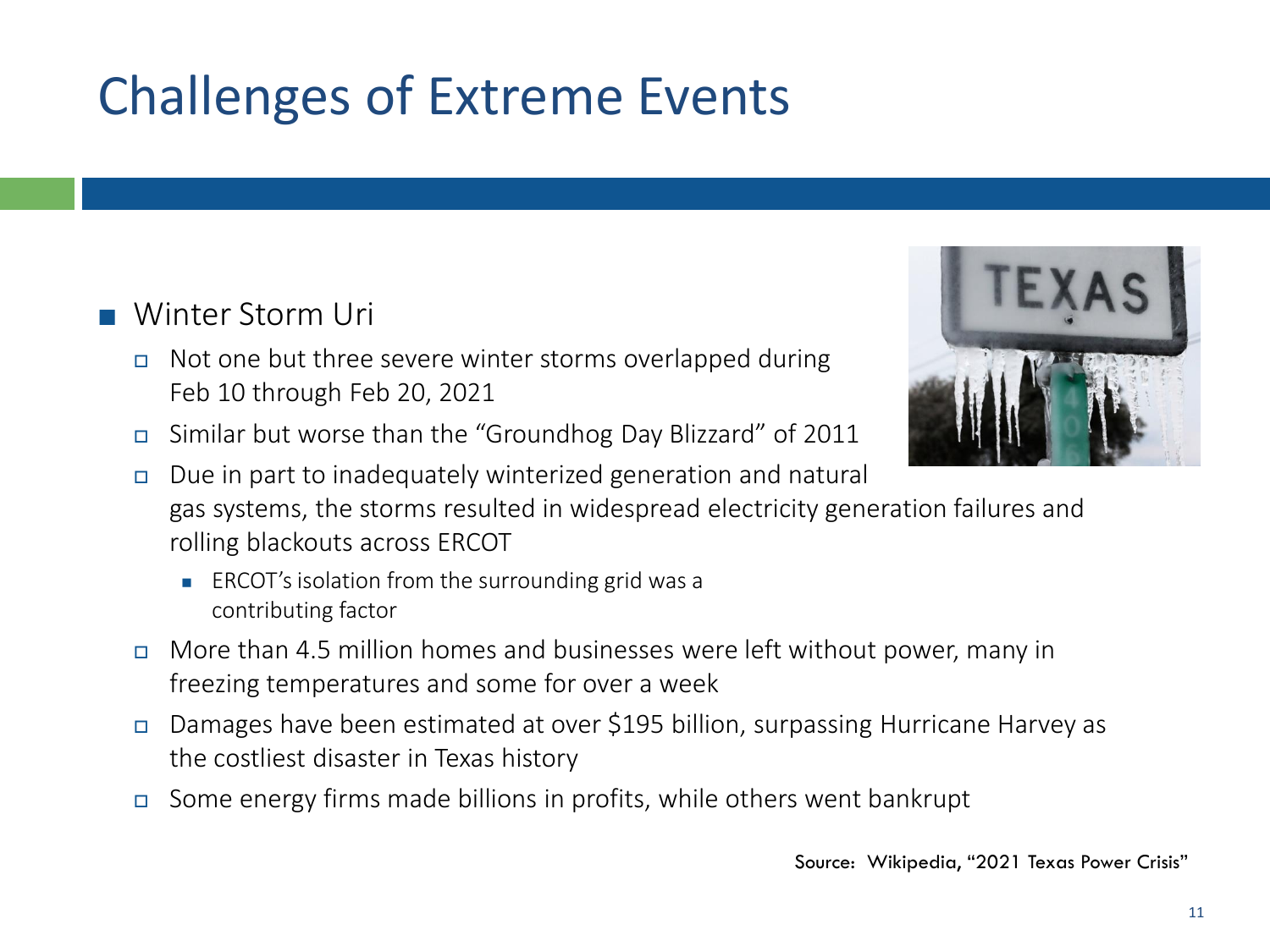# Challenges of Extreme Events

- Winter Storm Uri
  - Not one but three severe winter storms overlapped during Feb 10 through Feb 20, 2021
  - Similar but worse than the "Groundhog Day Blizzard" of 2011
  - Due in part to inadequately winterized generation and natural gas systems, the storms resulted in widespread electricity generation failures and rolling blackouts across ERCOT
    - ERCOT's isolation from the surrounding grid was a contributing factor
  - More than 4.5 million homes and businesses were left without power, many in freezing temperatures and some for over a week
  - Damages have been estimated at over $195 billion, surpassing Hurricane Harvey as the costliest disaster in Texas history
  - Some energy firms made billions in profits, while others went bankrupt

Source: Wikipedia, "2021 Texas Power Crisis"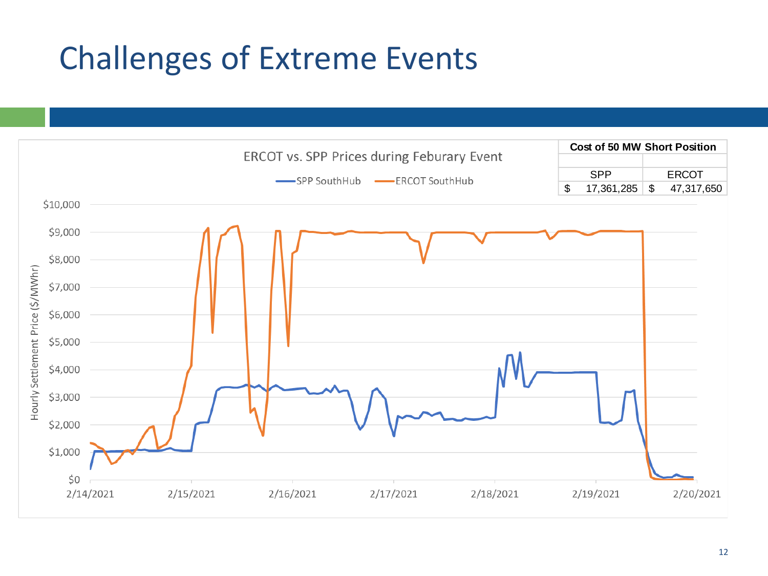# Challenges of Extreme Events

ERCOT vs. SPP Prices during Feburary Event

| Cost of 50 MW Short Position | |
|---|---|
| SPP | ERCOT |
| $ 17,361,285 | $ 47,317,650 |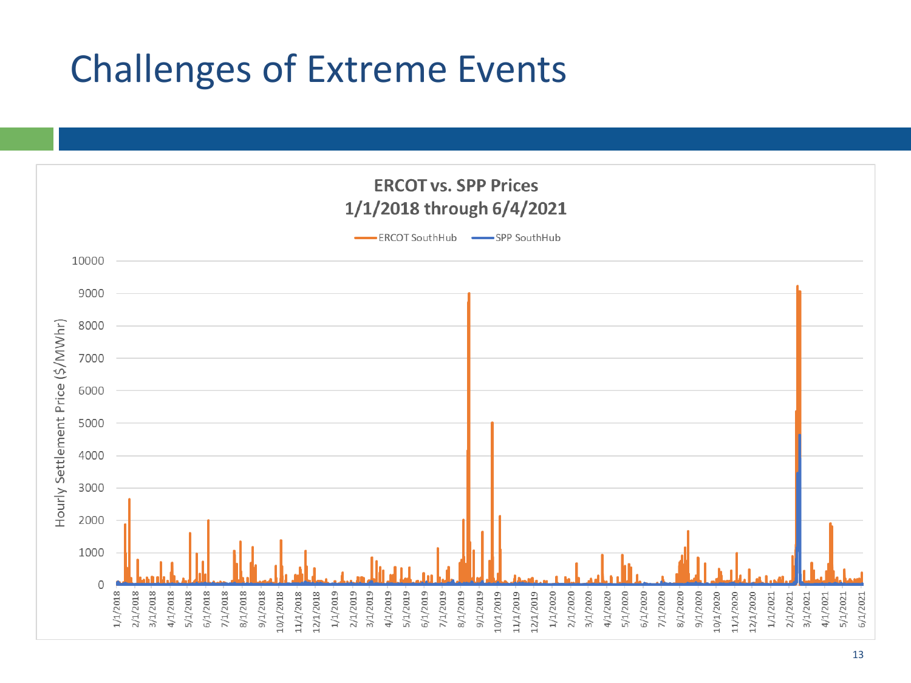# Challenges of Extreme Events

**ERCOT vs. SPP Prices**
**1/1/2018 through 6/4/2021**

ERCOT SouthHub — SPP SouthHub

Hourly Settlement Price ($/MWhr)

10000
9000
8000
7000
6000
5000
4000
3000
2000
1000
0

1/1/2018, 2/1/2018, 3/1/2018, 4/1/2018, 5/1/2018, 6/1/2018, 7/1/2018, 8/1/2018, 9/1/2018, 10/1/2018, 11/1/2018, 12/1/2018, 1/1/2019, 2/1/2019, 3/1/2019, 4/1/2019, 5/1/2019, 6/1/2019, 7/1/2019, 8/1/2019, 9/1/2019, 10/1/2019, 11/1/2019, 12/1/2019, 1/1/2020, 2/1/2020, 3/1/2020, 4/1/2020, 5/1/2020, 6/1/2020, 7/1/2020, 8/1/2020, 9/1/2020, 10/1/2020, 11/1/2020, 12/1/2020, 1/1/2021, 2/1/2021, 3/1/2021, 4/1/2021, 5/1/2021, 6/1/2021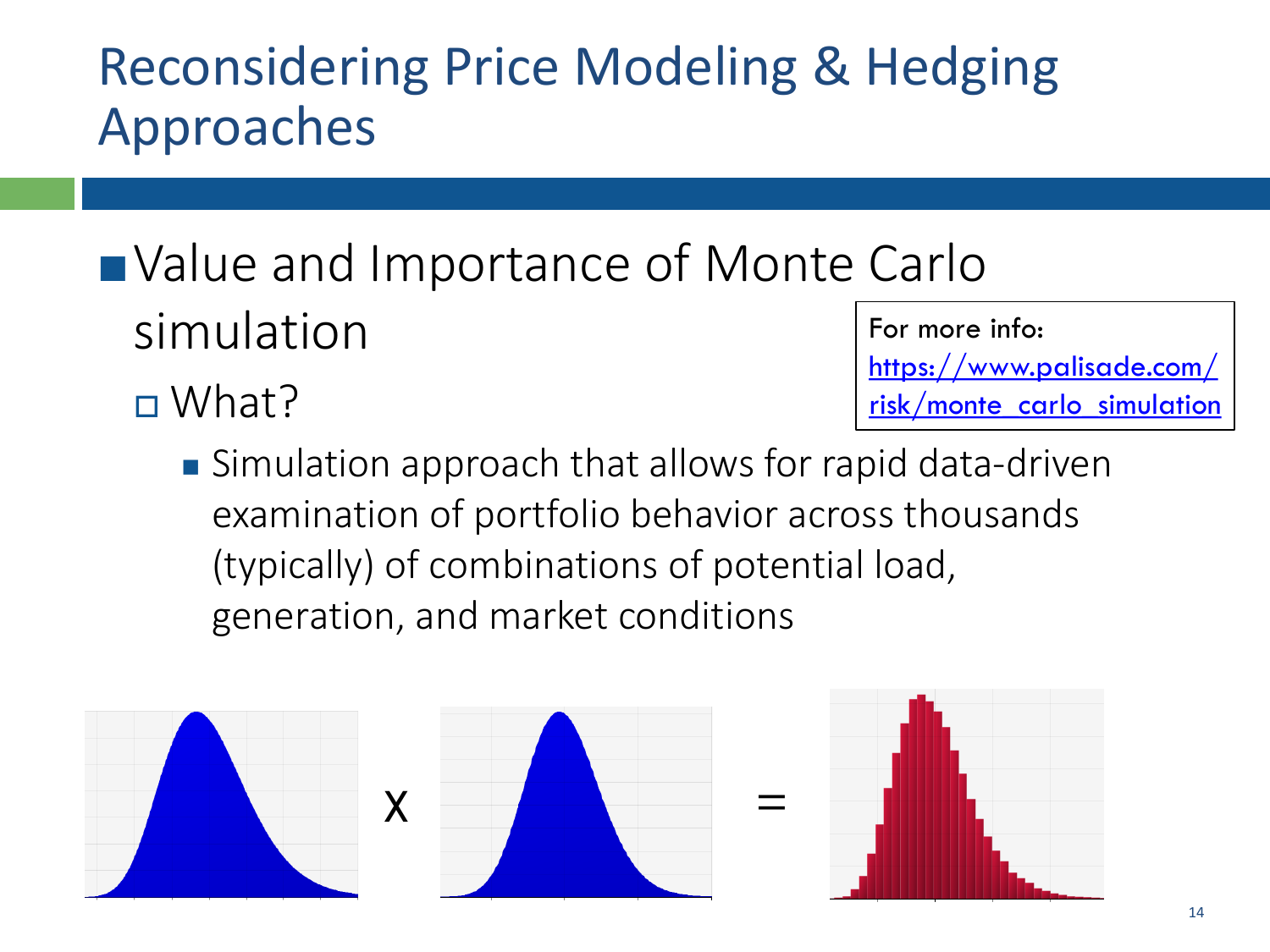# Reconsidering Price Modeling & Hedging Approaches

- Value and Importance of Monte Carlo simulation
  - What?
    - Simulation approach that allows for rapid data-driven examination of portfolio behavior across thousands (typically) of combinations of potential load, generation, and market conditions

For more info: https://www.palisade.com/risk/monte_carlo_simulation

x =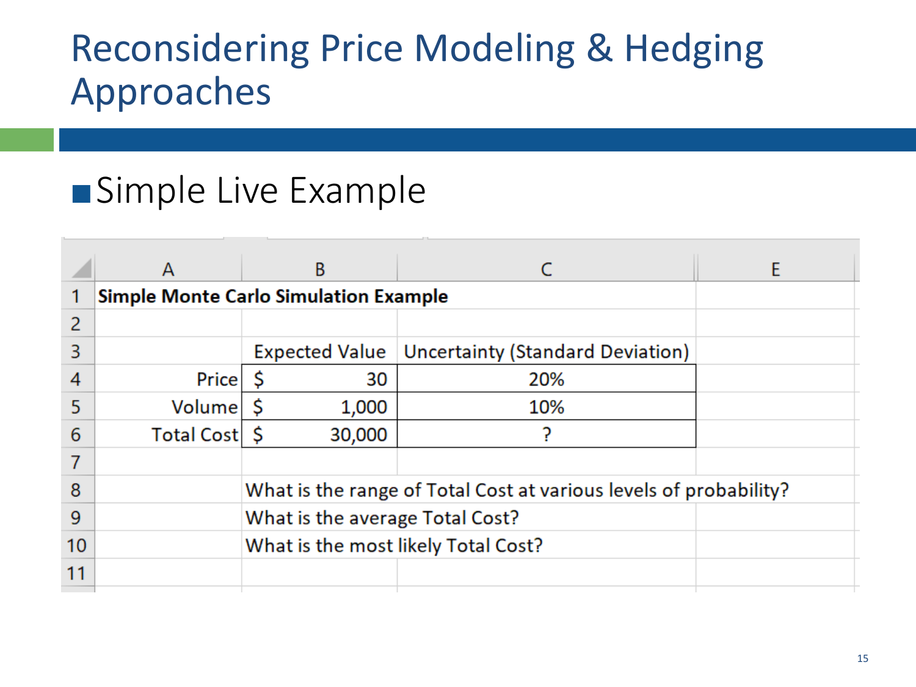# Reconsidering Price Modeling & Hedging Approaches

- Simple Live Example

| | A | B | C | E |
|---|---|---|---|---|
| 1 | **Simple Monte Carlo Simulation Example** | | | |
| 2 | | | | |
| 3 | | Expected Value | Uncertainty (Standard Deviation) | |
| 4 | Price | $ 30 | 20% | |
| 5 | Volume | $ 1,000 | 10% | |
| 6 | Total Cost | $ 30,000 | ? | |
| 7 | | | | |
| 8 | | What is the range of Total Cost at various levels of probability? | | |
| 9 | | What is the average Total Cost? | | |
| 10 | | What is the most likely Total Cost? | | |
| 11 | | | | |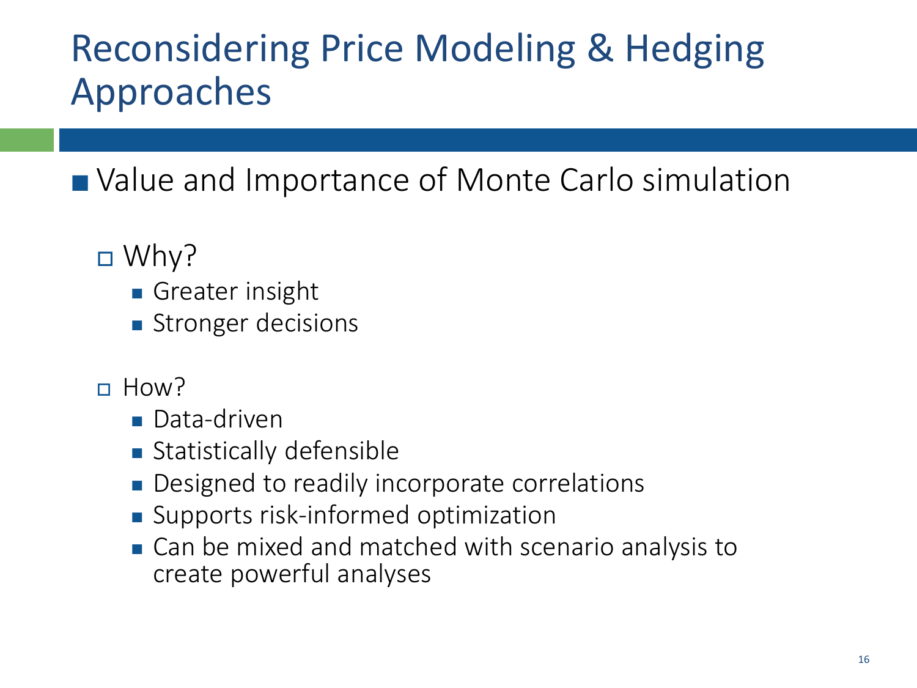# Reconsidering Price Modeling & Hedging Approaches

- Value and Importance of Monte Carlo simulation
  - Why?
    - Greater insight
    - Stronger decisions
  - How?
    - Data-driven
    - Statistically defensible
    - Designed to readily incorporate correlations
    - Supports risk-informed optimization
    - Can be mixed and matched with scenario analysis to create powerful analyses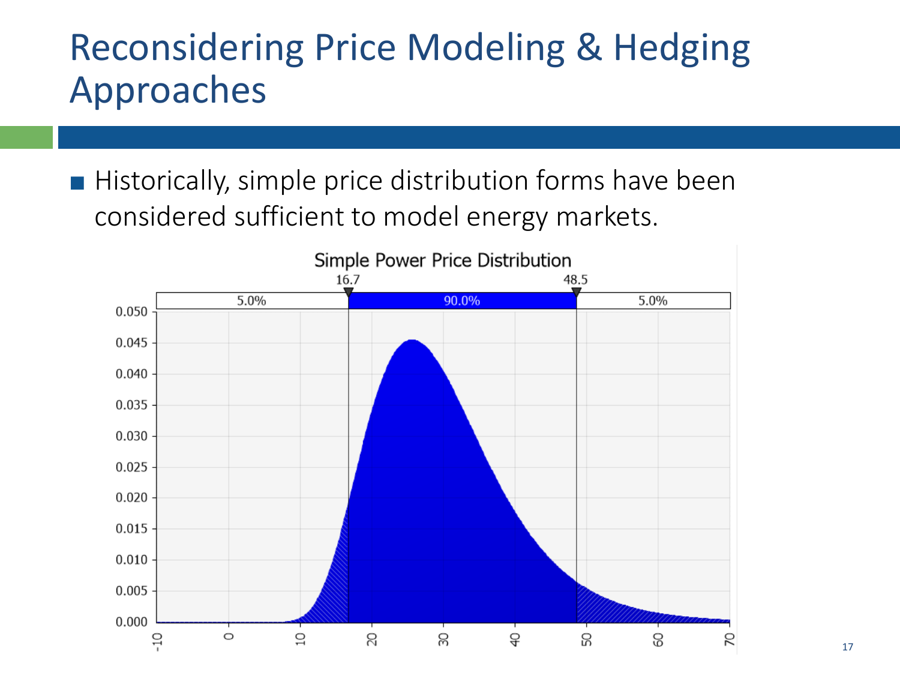# Reconsidering Price Modeling & Hedging Approaches

- Historically, simple price distribution forms have been considered sufficient to model energy markets.

Simple Power Price Distribution

16.7 | 48.5

5.0% | 90.0% | 5.0%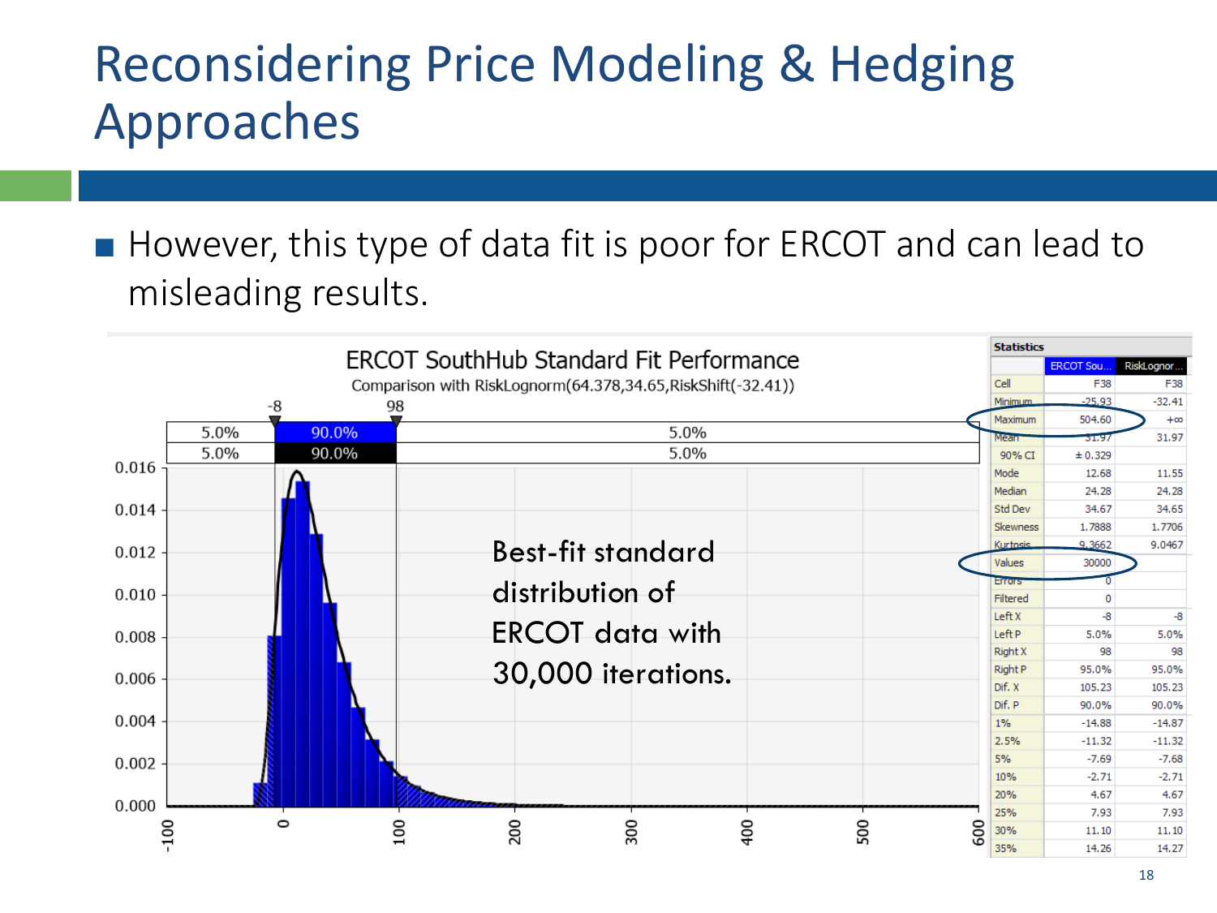# Reconsidering Price Modeling & Hedging Approaches

- However, this type of data fit is poor for ERCOT and can lead to misleading results.

**ERCOT SouthHub Standard Fit Performance**

Comparison with RiskLognorm(64.378,34.65,RiskShift(-32.41))

Best-fit standard distribution of ERCOT data with 30,000 iterations.

| Statistics | ERCOT Sou... | RiskLognor... |
|---|---|---|
| Cell | F38 | F38 |
| Minimum | -25.93 | -32.41 |
| Maximum | 504.60 | +∞ |
| Mean | 31.97 | 31.97 |
| 90% CI | ± 0.329 | |
| Mode | 12.68 | 11.55 |
| Median | 24.28 | 24.28 |
| Std Dev | 34.67 | 34.65 |
| Skewness | 1.7888 | 1.7706 |
| Kurtosis | 9.3662 | 9.0467 |
| Values | 30000 | |
| Errors | 0 | |
| Filtered | 0 | |
| Left X | -8 | -8 |
| Left P | 5.0% | 5.0% |
| Right X | 98 | 98 |
| Right P | 95.0% | 95.0% |
| Dif. X | 105.23 | 105.23 |
| Dif. P | 90.0% | 90.0% |
| 1% | -14.88 | -14.87 |
| 2.5% | -11.32 | -11.32 |
| 5% | -7.69 | -7.68 |
| 10% | -2.71 | -2.71 |
| 20% | 4.67 | 4.67 |
| 25% | 7.93 | 7.93 |
| 30% | 11.10 | 11.10 |
| 35% | 14.26 | 14.27 |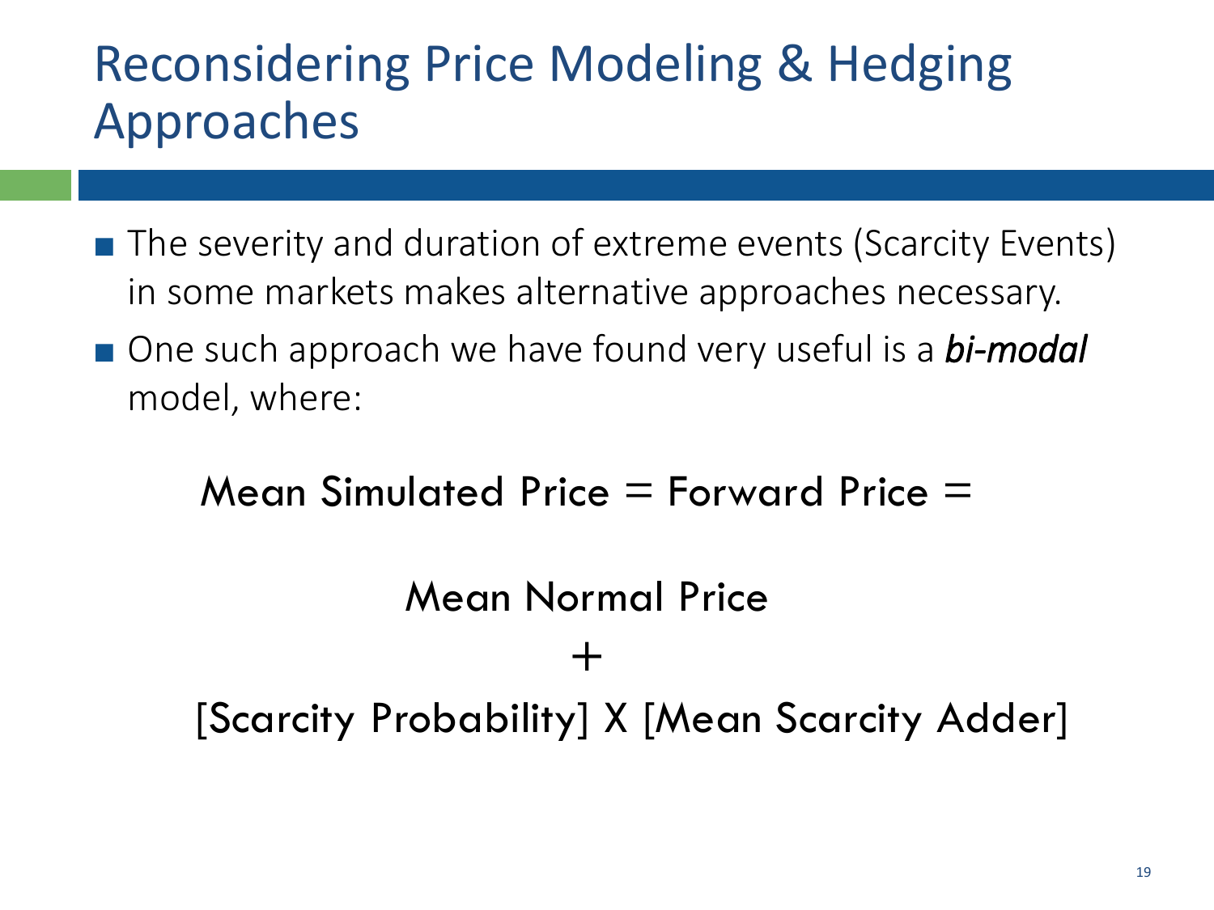# Reconsidering Price Modeling & Hedging Approaches

- The severity and duration of extreme events (Scarcity Events) in some markets makes alternative approaches necessary.
- One such approach we have found very useful is a ***bi-modal*** model, where:

$$\text{Mean Simulated Price} = \text{Forward Price} =$$

$$\text{Mean Normal Price}$$

$$+$$

$$[\text{Scarcity Probability}] \times [\text{Mean Scarcity Adder}]$$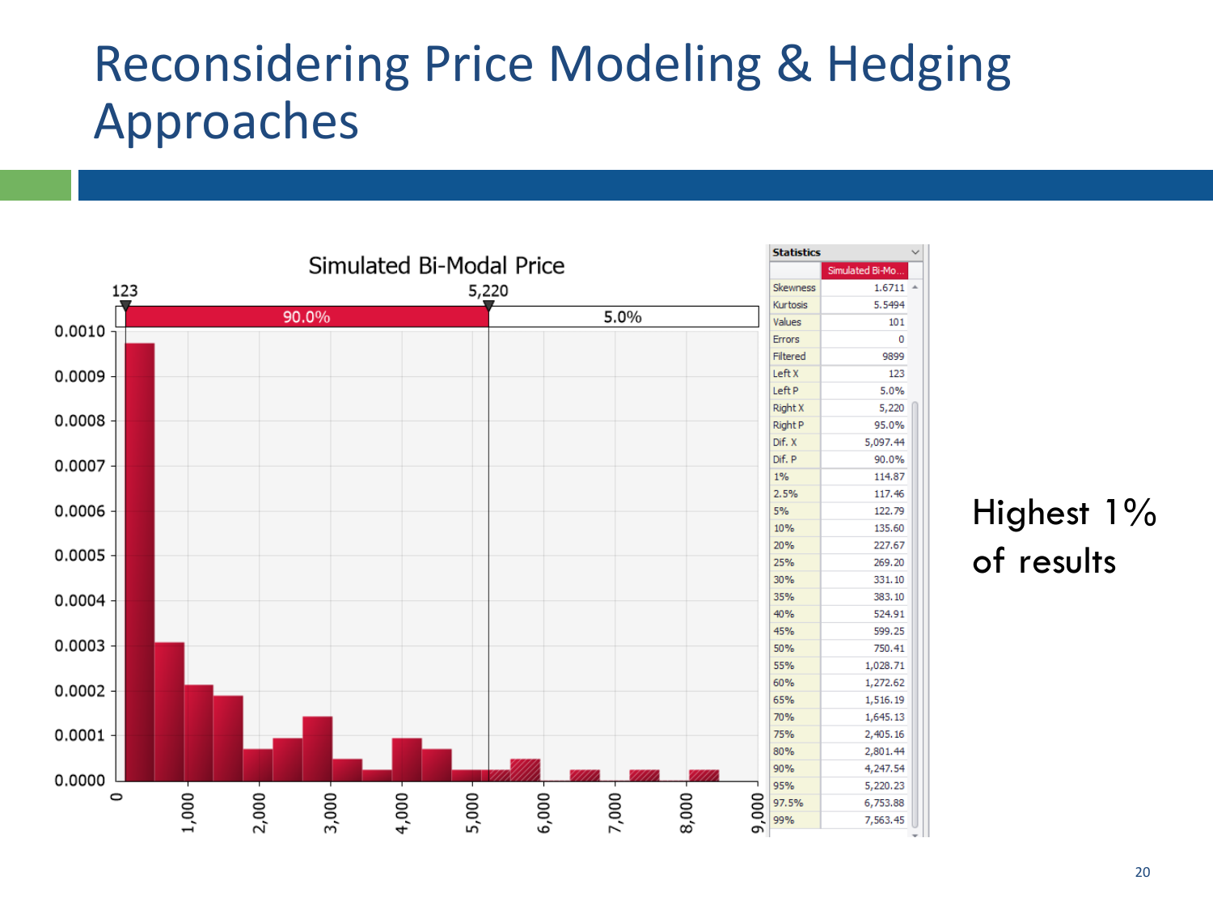# Reconsidering Price Modeling & Hedging Approaches

**Simulated Bi-Modal Price**

123 — 5,220

90.0% | 5.0%

| Statistics | Simulated Bi-Mo... |
|---|---|
| Skewness | 1.6711 |
| Kurtosis | 5.5494 |
| Values | 101 |
| Errors | 0 |
| Filtered | 9899 |
| Left X | 123 |
| Left P | 5.0% |
| Right X | 5,220 |
| Right P | 95.0% |
| Dif. X | 5,097.44 |
| Dif. P | 90.0% |
| 1% | 114.87 |
| 2.5% | 117.46 |
| 5% | 122.79 |
| 10% | 135.60 |
| 20% | 227.67 |
| 25% | 269.20 |
| 30% | 331.10 |
| 35% | 383.10 |
| 40% | 524.91 |
| 45% | 599.25 |
| 50% | 750.41 |
| 55% | 1,028.71 |
| 60% | 1,272.62 |
| 65% | 1,516.19 |
| 70% | 1,645.13 |
| 75% | 2,405.16 |
| 80% | 2,801.44 |
| 90% | 4,247.54 |
| 95% | 5,220.23 |
| 97.5% | 6,753.88 |
| 99% | 7,563.45 |

Highest 1% of results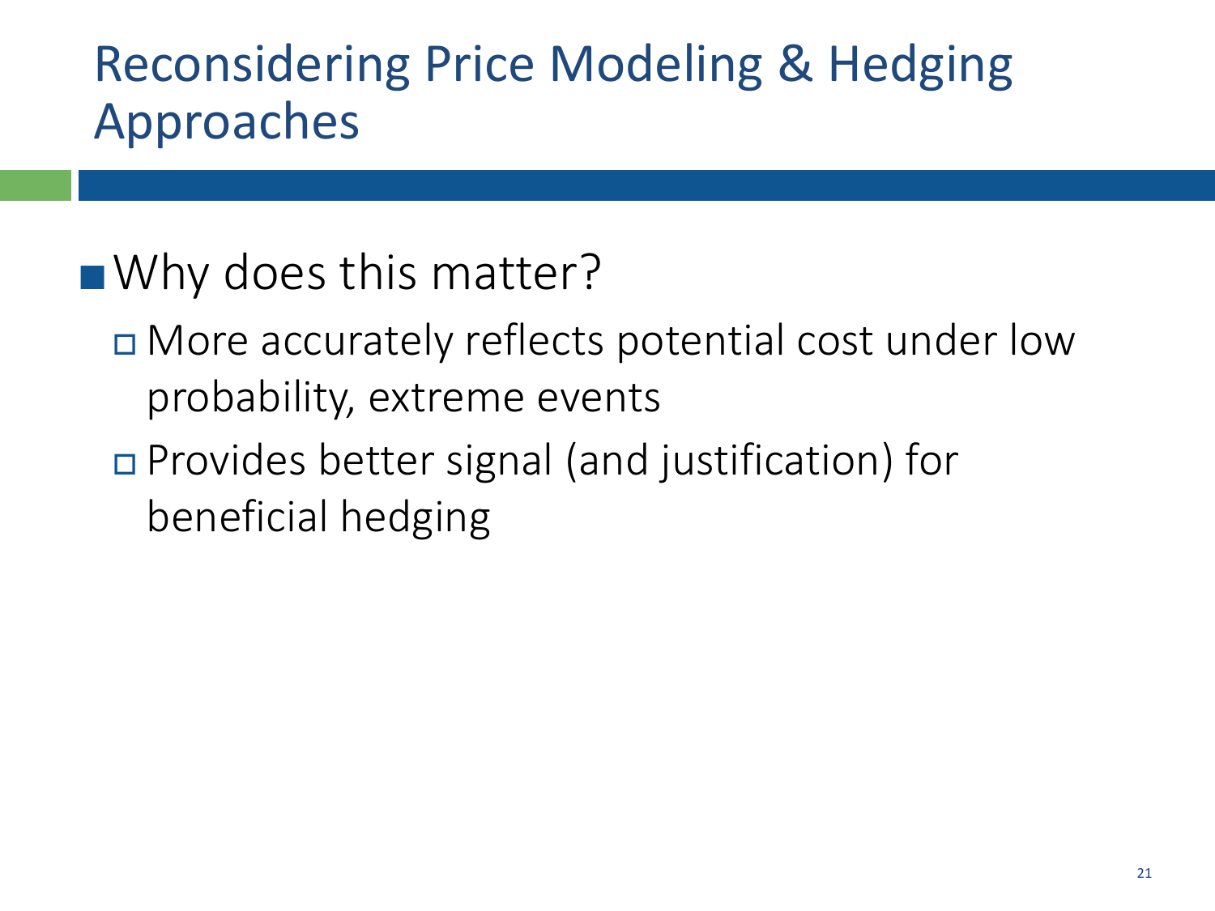# Reconsidering Price Modeling & Hedging Approaches

- Why does this matter?
  - More accurately reflects potential cost under low probability, extreme events
  - Provides better signal (and justification) for beneficial hedging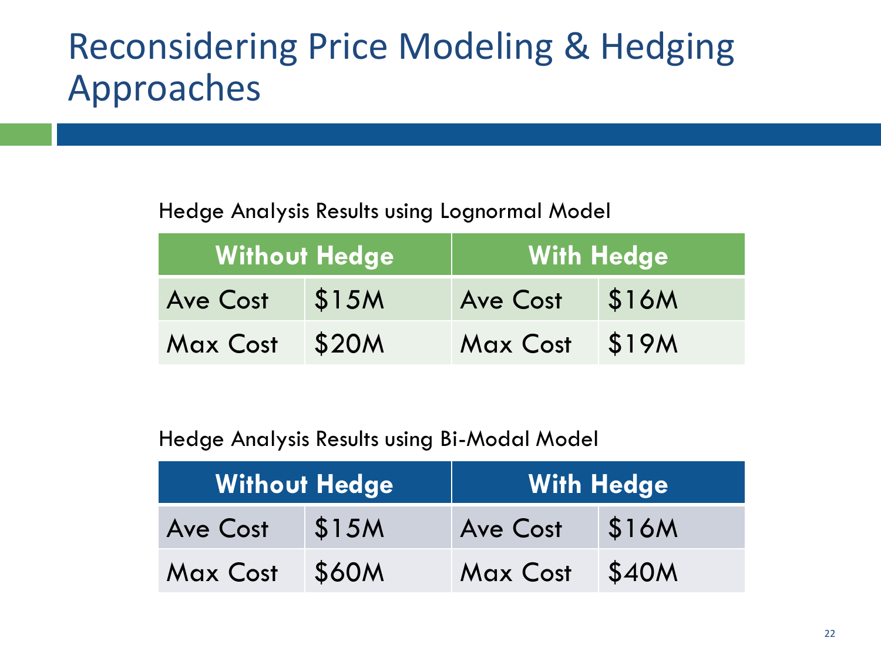# Reconsidering Price Modeling & Hedging Approaches

Hedge Analysis Results using Lognormal Model

| Without Hedge | | With Hedge | |
|---|---|---|---|
| Ave Cost | $15M | Ave Cost | $16M |
| Max Cost | $20M | Max Cost | $19M |

Hedge Analysis Results using Bi-Modal Model

| Without Hedge | | With Hedge | |
|---|---|---|---|
| Ave Cost | $15M | Ave Cost | $16M |
| Max Cost | $60M | Max Cost | $40M |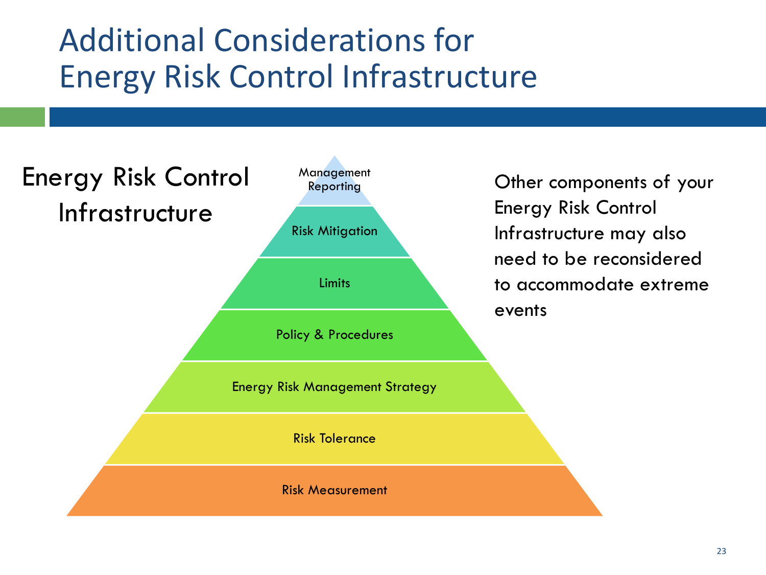# Additional Considerations for Energy Risk Control Infrastructure

Energy Risk Control Infrastructure

- Management Reporting
- Risk Mitigation
- Limits
- Policy & Procedures
- Energy Risk Management Strategy
- Risk Tolerance
- Risk Measurement

Other components of your Energy Risk Control Infrastructure may also need to be reconsidered to accommodate extreme events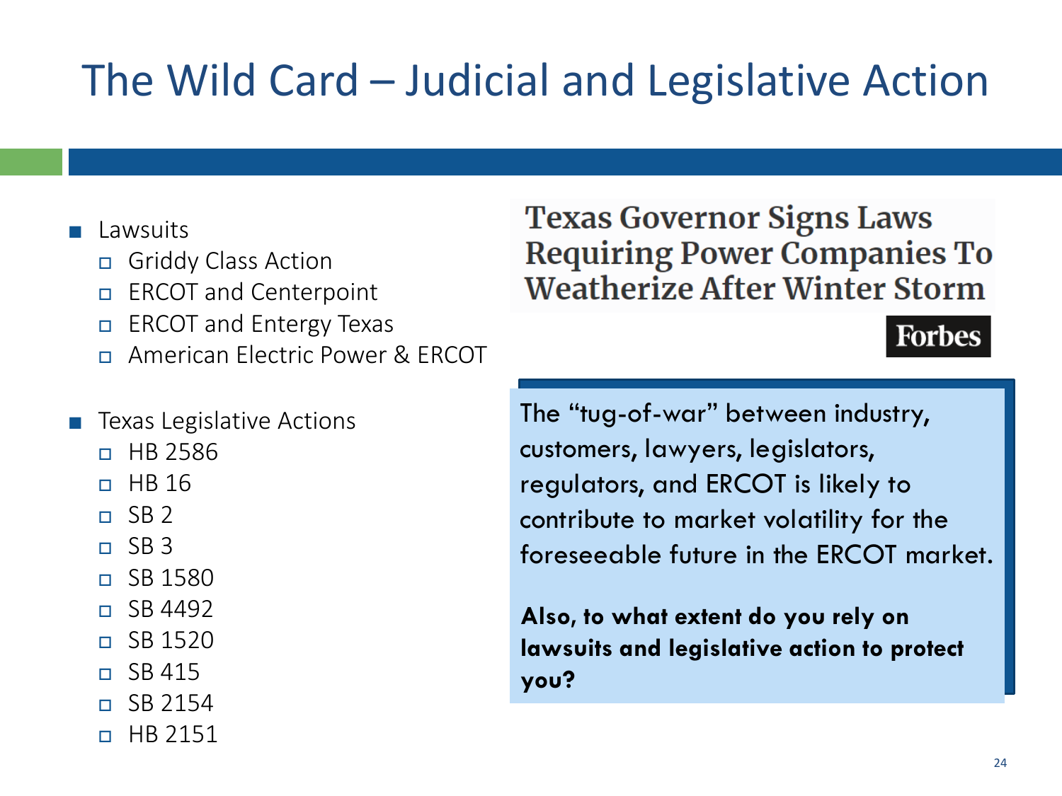# The Wild Card – Judicial and Legislative Action

- Lawsuits
  - Griddy Class Action
  - ERCOT and Centerpoint
  - ERCOT and Entergy Texas
  - American Electric Power & ERCOT

- Texas Legislative Actions
  - HB 2586
  - HB 16
  - SB 2
  - SB 3
  - SB 1580
  - SB 4492
  - SB 1520
  - SB 415
  - SB 2154
  - HB 2151

**Texas Governor Signs Laws Requiring Power Companies To Weatherize After Winter Storm**

Forbes

The "tug-of-war" between industry, customers, lawyers, legislators, regulators, and ERCOT is likely to contribute to market volatility for the foreseeable future in the ERCOT market.

**Also, to what extent do you rely on lawsuits and legislative action to protect you?**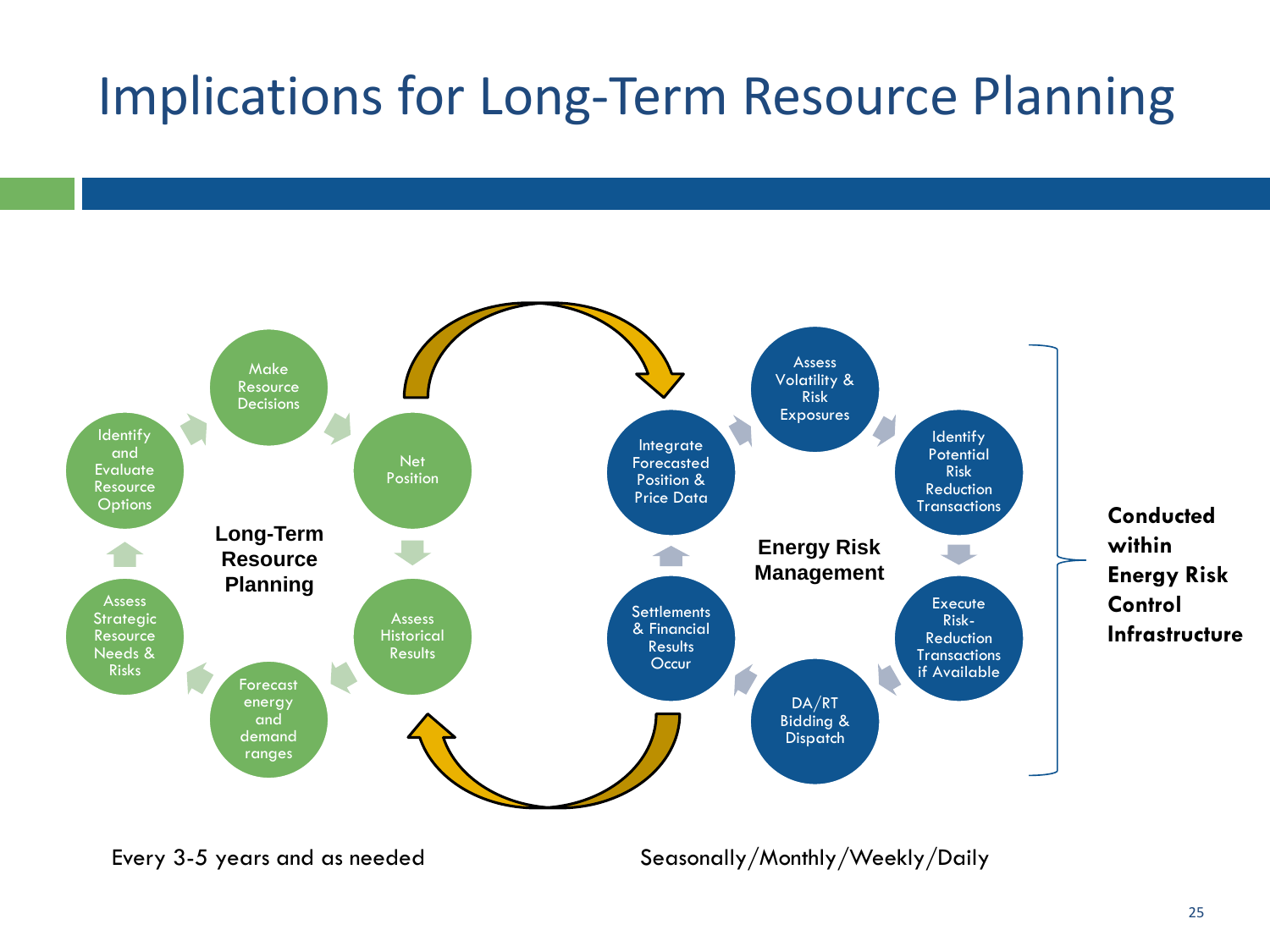# Implications for Long-Term Resource Planning

**Long-Term Resource Planning**

- Net Position
- Assess Historical Results
- Forecast energy and demand ranges
- Assess Strategic Resource Needs & Risks
- Identify and Evaluate Resource Options
- Make Resource Decisions

**Energy Risk Management**

- Integrate Forecasted Position & Price Data
- Assess Volatility & Risk Exposures
- Identify Potential Risk Reduction Transactions
- Execute Risk-Reduction Transactions if Available
- DA/RT Bidding & Dispatch
- Settlements & Financial Results Occur

**Conducted within Energy Risk Control Infrastructure**

Every 3-5 years and as needed

Seasonally/Monthly/Weekly/Daily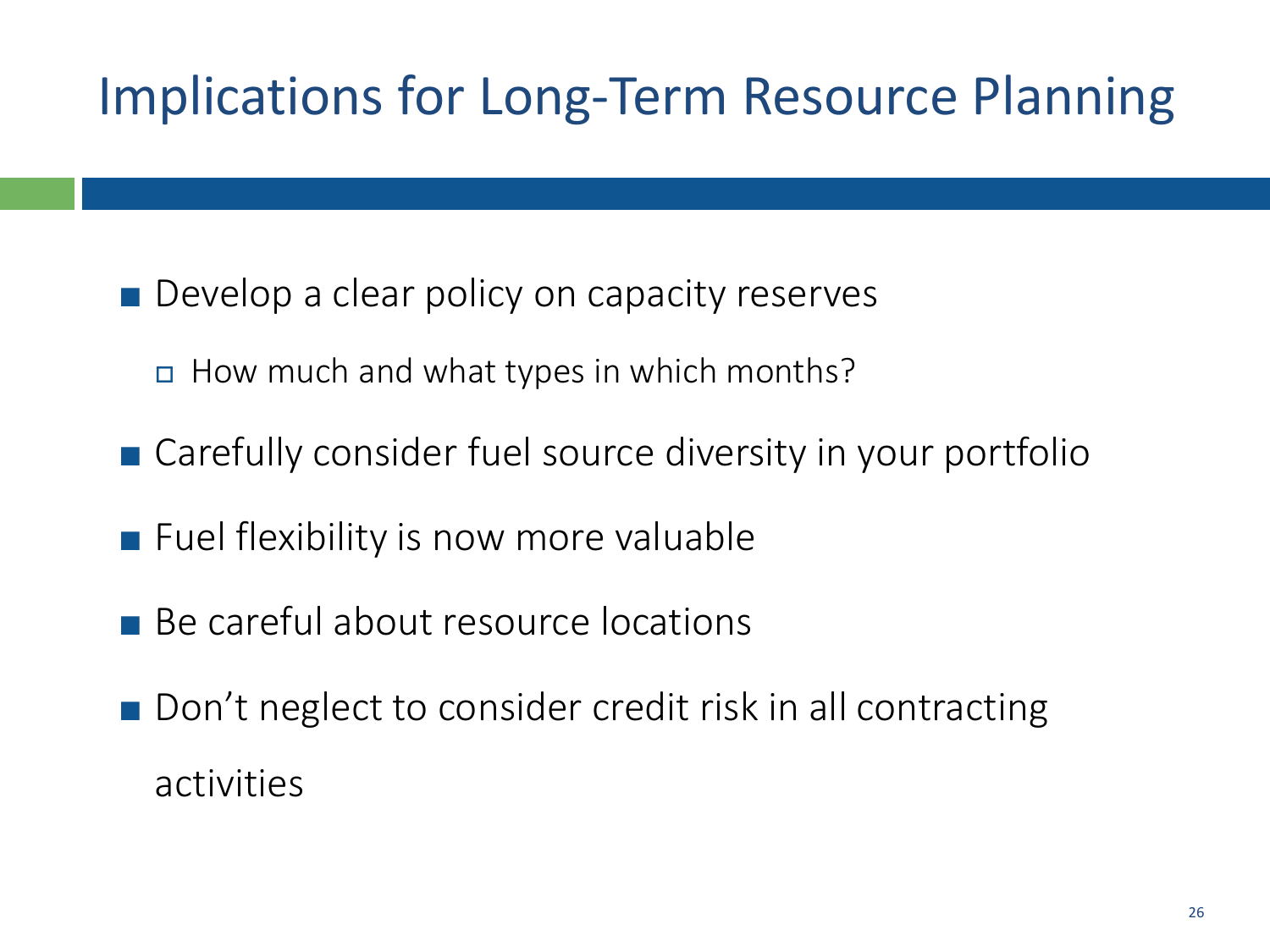# Implications for Long-Term Resource Planning

- Develop a clear policy on capacity reserves
  - How much and what types in which months?
- Carefully consider fuel source diversity in your portfolio
- Fuel flexibility is now more valuable
- Be careful about resource locations
- Don't neglect to consider credit risk in all contracting activities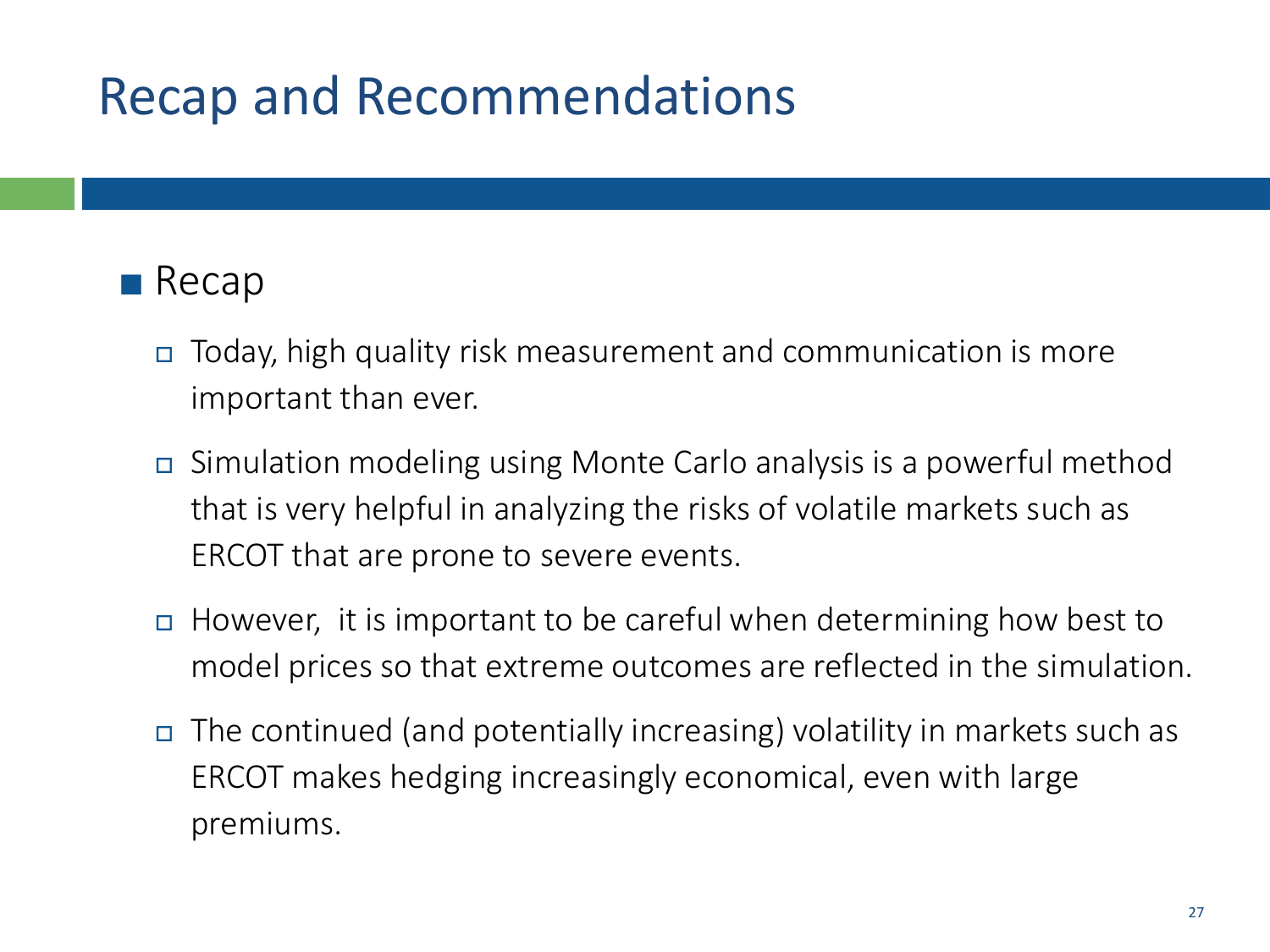# Recap and Recommendations

- Recap
  - Today, high quality risk measurement and communication is more important than ever.
  - Simulation modeling using Monte Carlo analysis is a powerful method that is very helpful in analyzing the risks of volatile markets such as ERCOT that are prone to severe events.
  - However, it is important to be careful when determining how best to model prices so that extreme outcomes are reflected in the simulation.
  - The continued (and potentially increasing) volatility in markets such as ERCOT makes hedging increasingly economical, even with large premiums.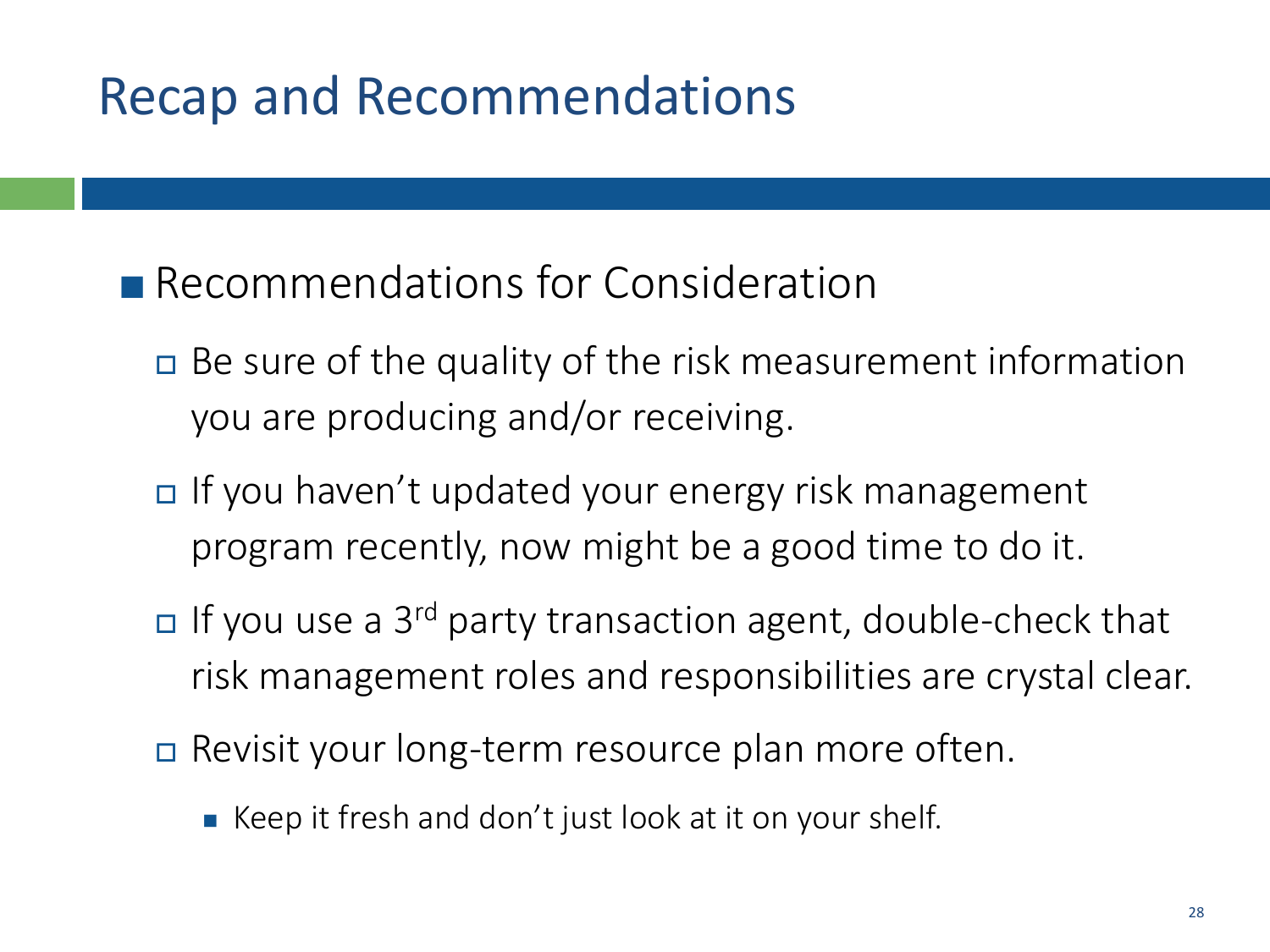# Recap and Recommendations

- Recommendations for Consideration
  - Be sure of the quality of the risk measurement information you are producing and/or receiving.
  - If you haven't updated your energy risk management program recently, now might be a good time to do it.
  - If you use a 3rd party transaction agent, double-check that risk management roles and responsibilities are crystal clear.
  - Revisit your long-term resource plan more often.
    - Keep it fresh and don't just look at it on your shelf.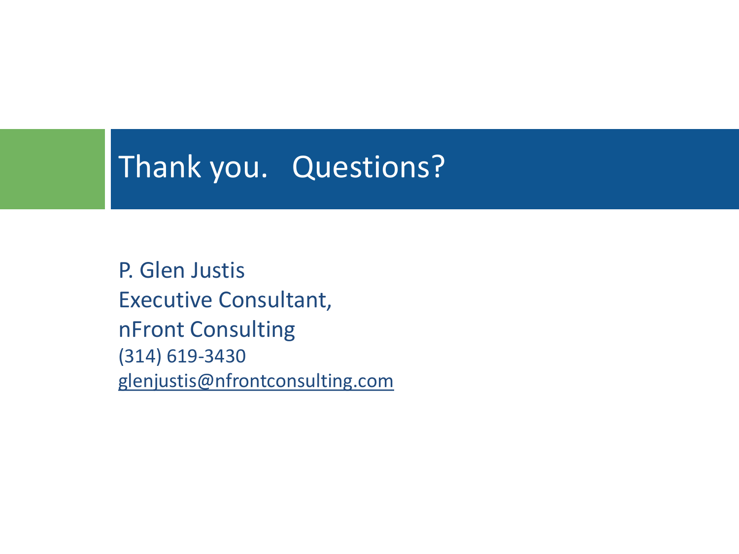# Thank you. Questions?

P. Glen Justis
Executive Consultant,
nFront Consulting
(314) 619-3430
glenjustis@nfrontconsulting.com